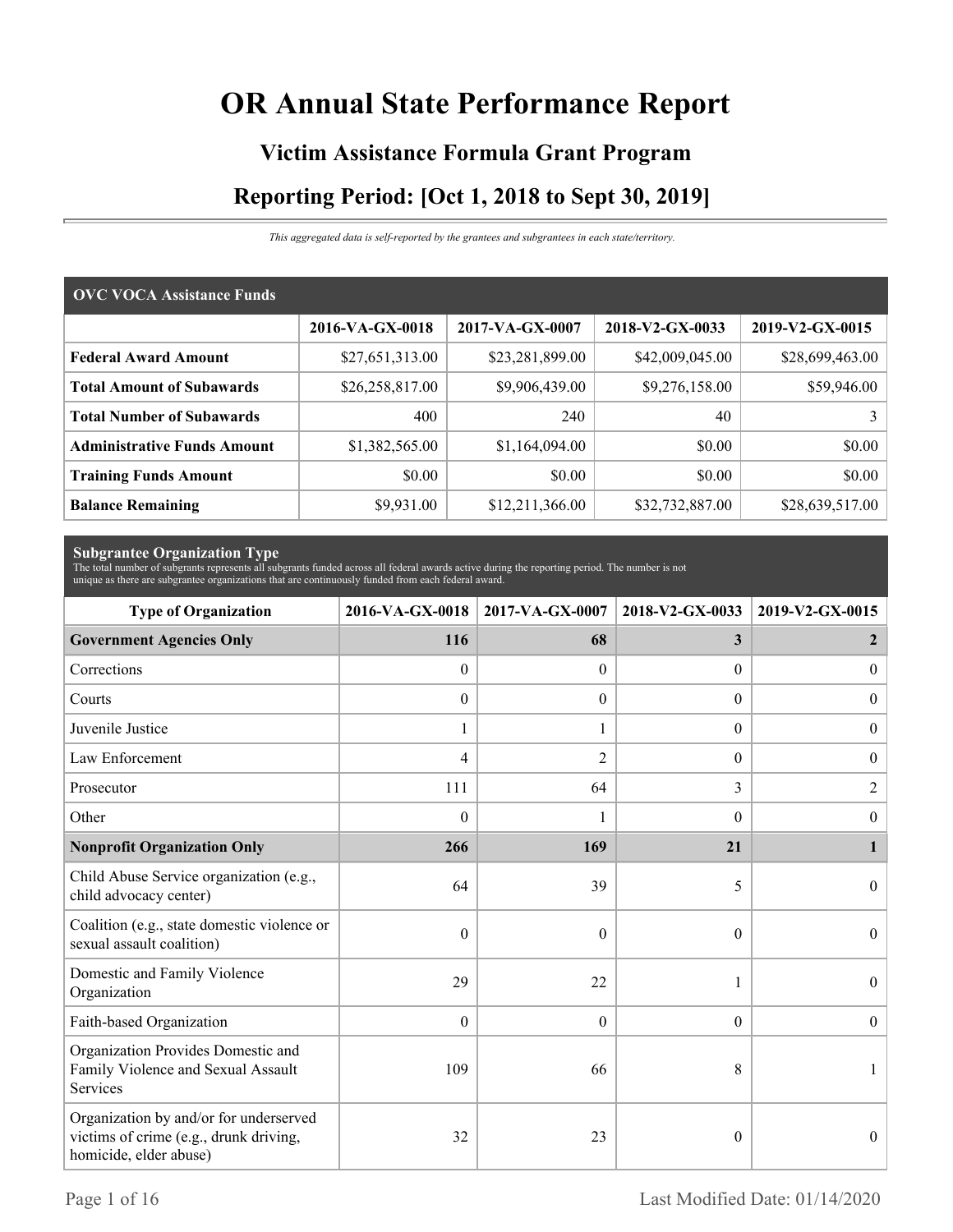# OR Annual State Performance Report

## Victim Assistance Formula Grant Program

## Reporting Period: [Oct 1, 2018 to Sept 30, 2019]

*This aggregated data is self-reported by the grantees and subgrantees in each state/territory.*

| OVC VOCA Assistance Funds | | | | |
|---|---|---|---|---|
| | **2016-VA-GX-0018** | **2017-VA-GX-0007** | **2018-V2-GX-0033** | **2019-V2-GX-0015** |
| **Federal Award Amount** | $27,651,313.00 | $23,281,899.00 | $42,009,045.00 | $28,699,463.00 |
| **Total Amount of Subawards** | $26,258,817.00 | $9,906,439.00 | $9,276,158.00 | $59,946.00 |
| **Total Number of Subawards** | 400 | 240 | 40 | 3 |
| **Administrative Funds Amount** | $1,382,565.00 | $1,164,094.00 | $0.00 | $0.00 |
| **Training Funds Amount** | $0.00 | $0.00 | $0.00 | $0.00 |
| **Balance Remaining** | $9,931.00 | $12,211,366.00 | $32,732,887.00 | $28,639,517.00 |

**Subgrantee Organization Type**

The total number of subgrants represents all subgrants funded across all federal awards active during the reporting period. The number is not unique as there are subgrantee organizations that are continuously funded from each federal award.

| Type of Organization | 2016-VA-GX-0018 | 2017-VA-GX-0007 | 2018-V2-GX-0033 | 2019-V2-GX-0015 |
|---|---|---|---|---|
| **Government Agencies Only** | **116** | **68** | **3** | **2** |
| Corrections | 0 | 0 | 0 | 0 |
| Courts | 0 | 0 | 0 | 0 |
| Juvenile Justice | 1 | 1 | 0 | 0 |
| Law Enforcement | 4 | 2 | 0 | 0 |
| Prosecutor | 111 | 64 | 3 | 2 |
| Other | 0 | 1 | 0 | 0 |
| **Nonprofit Organization Only** | **266** | **169** | **21** | **1** |
| Child Abuse Service organization (e.g., child advocacy center) | 64 | 39 | 5 | 0 |
| Coalition (e.g., state domestic violence or sexual assault coalition) | 0 | 0 | 0 | 0 |
| Domestic and Family Violence Organization | 29 | 22 | 1 | 0 |
| Faith-based Organization | 0 | 0 | 0 | 0 |
| Organization Provides Domestic and Family Violence and Sexual Assault Services | 109 | 66 | 8 | 1 |
| Organization by and/or for underserved victims of crime (e.g., drunk driving, homicide, elder abuse) | 32 | 23 | 0 | 0 |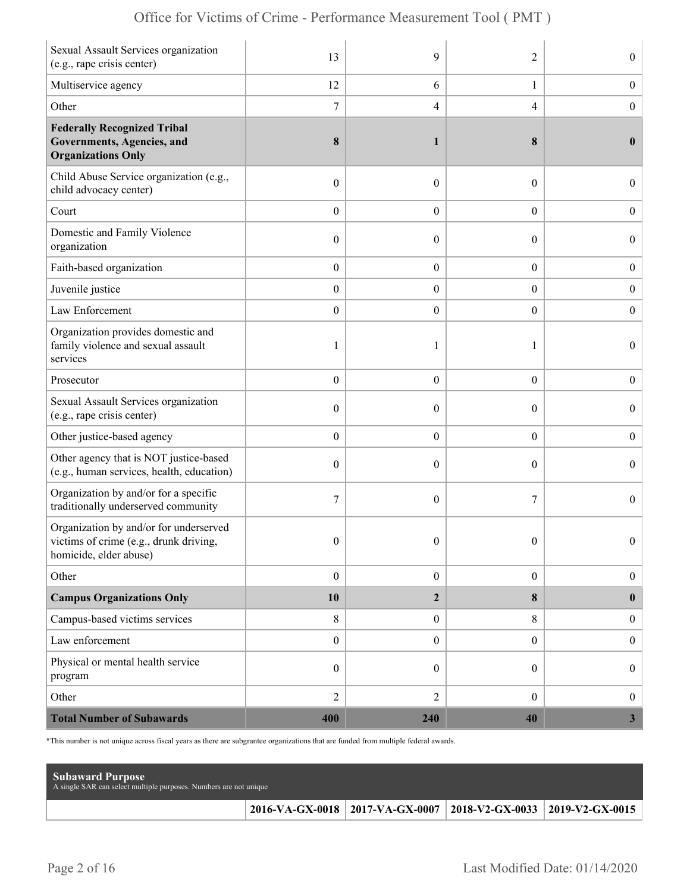| | | | | |
|---|---|---|---|---|
| Sexual Assault Services organization (e.g., rape crisis center) | 13 | 9 | 2 | 0 |
| Multiservice agency | 12 | 6 | 1 | 0 |
| Other | 7 | 4 | 4 | 0 |
| **Federally Recognized Tribal Governments, Agencies, and Organizations Only** | **8** | **1** | **8** | **0** |
| Child Abuse Service organization (e.g., child advocacy center) | 0 | 0 | 0 | 0 |
| Court | 0 | 0 | 0 | 0 |
| Domestic and Family Violence organization | 0 | 0 | 0 | 0 |
| Faith-based organization | 0 | 0 | 0 | 0 |
| Juvenile justice | 0 | 0 | 0 | 0 |
| Law Enforcement | 0 | 0 | 0 | 0 |
| Organization provides domestic and family violence and sexual assault services | 1 | 1 | 1 | 0 |
| Prosecutor | 0 | 0 | 0 | 0 |
| Sexual Assault Services organization (e.g., rape crisis center) | 0 | 0 | 0 | 0 |
| Other justice-based agency | 0 | 0 | 0 | 0 |
| Other agency that is NOT justice-based (e.g., human services, health, education) | 0 | 0 | 0 | 0 |
| Organization by and/or for a specific traditionally underserved community | 7 | 0 | 7 | 0 |
| Organization by and/or for underserved victims of crime (e.g., drunk driving, homicide, elder abuse) | 0 | 0 | 0 | 0 |
| Other | 0 | 0 | 0 | 0 |
| **Campus Organizations Only** | **10** | **2** | **8** | **0** |
| Campus-based victims services | 8 | 0 | 8 | 0 |
| Law enforcement | 0 | 0 | 0 | 0 |
| Physical or mental health service program | 0 | 0 | 0 | 0 |
| Other | 2 | 2 | 0 | 0 |
| **Total Number of Subawards** | **400** | **240** | **40** | **3** |

*This number is not unique across fiscal years as there are subgrantee organizations that are funded from multiple federal awards.

**Subaward Purpose**
A single SAR can select multiple purposes. Numbers are not unique

| | 2016-VA-GX-0018 | 2017-VA-GX-0007 | 2018-V2-GX-0033 | 2019-V2-GX-0015 |
|---|---|---|---|---|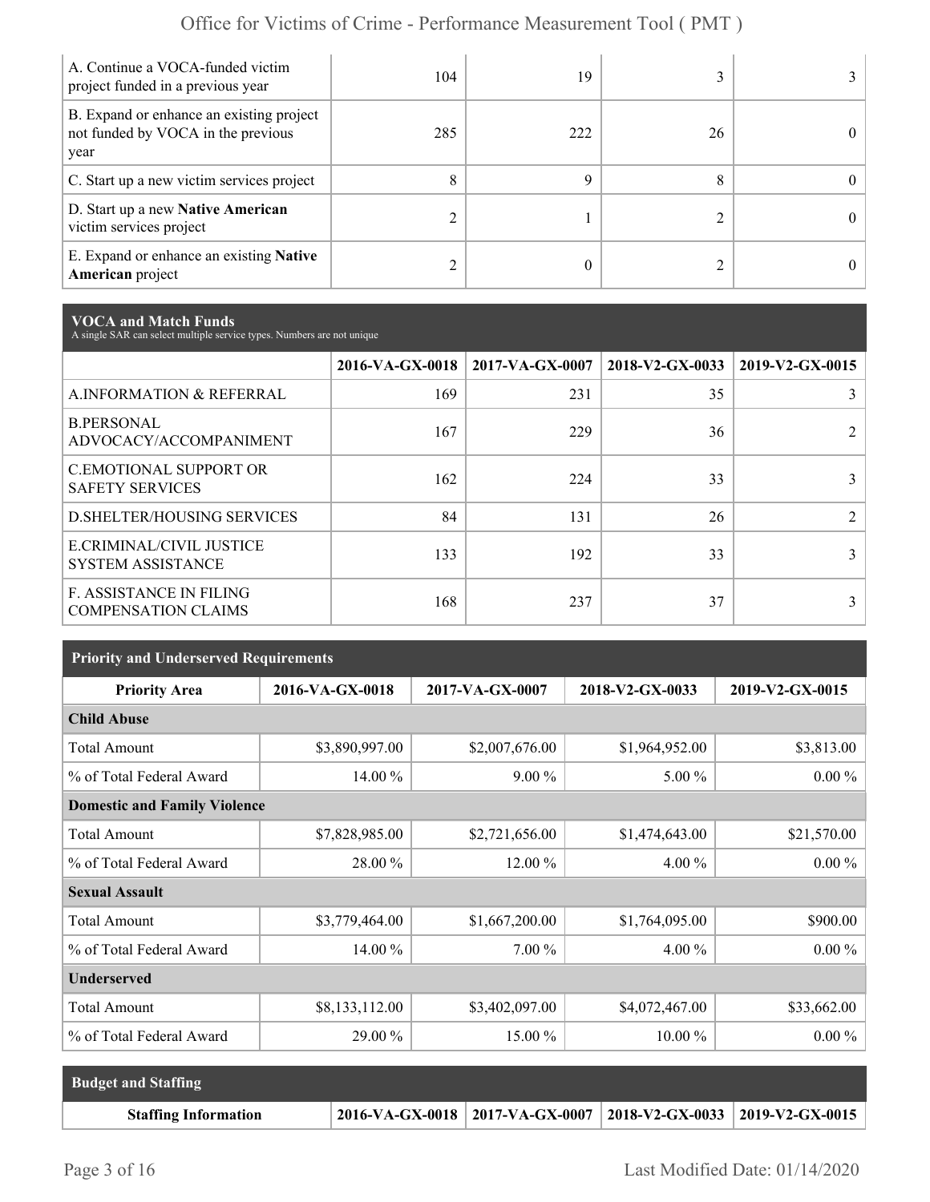| | | | | |
|---|---|---|---|---|
| A. Continue a VOCA-funded victim project funded in a previous year | 104 | 19 | 3 | 3 |
| B. Expand or enhance an existing project not funded by VOCA in the previous year | 285 | 222 | 26 | 0 |
| C. Start up a new victim services project | 8 | 9 | 8 | 0 |
| D. Start up a new **Native American** victim services project | 2 | 1 | 2 | 0 |
| E. Expand or enhance an existing **Native American** project | 2 | 0 | 2 | 0 |

## VOCA and Match Funds

A single SAR can select multiple service types. Numbers are not unique

| | 2016-VA-GX-0018 | 2017-VA-GX-0007 | 2018-V2-GX-0033 | 2019-V2-GX-0015 |
|---|---|---|---|---|
| A.INFORMATION & REFERRAL | 169 | 231 | 35 | 3 |
| B.PERSONAL ADVOCACY/ACCOMPANIMENT | 167 | 229 | 36 | 2 |
| C.EMOTIONAL SUPPORT OR SAFETY SERVICES | 162 | 224 | 33 | 3 |
| D.SHELTER/HOUSING SERVICES | 84 | 131 | 26 | 2 |
| E.CRIMINAL/CIVIL JUSTICE SYSTEM ASSISTANCE | 133 | 192 | 33 | 3 |
| F. ASSISTANCE IN FILING COMPENSATION CLAIMS | 168 | 237 | 37 | 3 |

## Priority and Underserved Requirements

| Priority Area | 2016-VA-GX-0018 | 2017-VA-GX-0007 | 2018-V2-GX-0033 | 2019-V2-GX-0015 |
|---|---|---|---|---|
| **Child Abuse** | | | | |
| Total Amount | $3,890,997.00 | $2,007,676.00 | $1,964,952.00 | $3,813.00 |
| % of Total Federal Award | 14.00 % | 9.00 % | 5.00 % | 0.00 % |
| **Domestic and Family Violence** | | | | |
| Total Amount | $7,828,985.00 | $2,721,656.00 | $1,474,643.00 | $21,570.00 |
| % of Total Federal Award | 28.00 % | 12.00 % | 4.00 % | 0.00 % |
| **Sexual Assault** | | | | |
| Total Amount | $3,779,464.00 | $1,667,200.00 | $1,764,095.00 | $900.00 |
| % of Total Federal Award | 14.00 % | 7.00 % | 4.00 % | 0.00 % |
| **Underserved** | | | | |
| Total Amount | $8,133,112.00 | $3,402,097.00 | $4,072,467.00 | $33,662.00 |
| % of Total Federal Award | 29.00 % | 15.00 % | 10.00 % | 0.00 % |

## Budget and Staffing

| Staffing Information | 2016-VA-GX-0018 | 2017-VA-GX-0007 | 2018-V2-GX-0033 | 2019-V2-GX-0015 |
|---|---|---|---|---|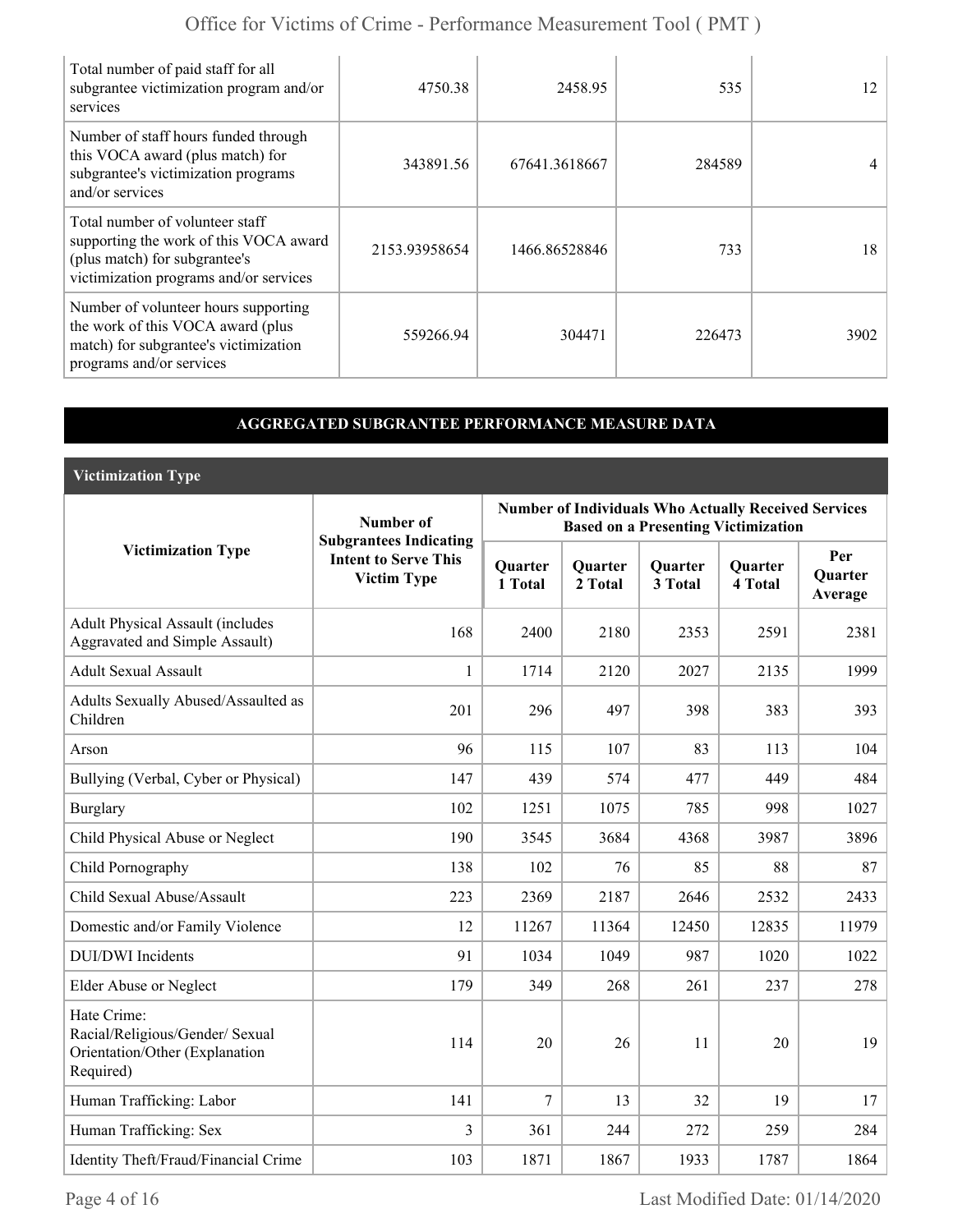| | | | | |
|---|---|---|---|---|
| Total number of paid staff for all subgrantee victimization program and/or services | 4750.38 | 2458.95 | 535 | 12 |
| Number of staff hours funded through this VOCA award (plus match) for subgrantee's victimization programs and/or services | 343891.56 | 67641.3618667 | 284589 | 4 |
| Total number of volunteer staff supporting the work of this VOCA award (plus match) for subgrantee's victimization programs and/or services | 2153.93958654 | 1466.86528846 | 733 | 18 |
| Number of volunteer hours supporting the work of this VOCA award (plus match) for subgrantee's victimization programs and/or services | 559266.94 | 304471 | 226473 | 3902 |

## AGGREGATED SUBGRANTEE PERFORMANCE MEASURE DATA

### Victimization Type

| Victimization Type | Number of Subgrantees Indicating Intent to Serve This Victim Type | Number of Individuals Who Actually Received Services Based on a Presenting Victimization | | | | |
|---|---|---|---|---|---|---|
| | | Quarter 1 Total | Quarter 2 Total | Quarter 3 Total | Quarter 4 Total | Per Quarter Average |
| Adult Physical Assault (includes Aggravated and Simple Assault) | 168 | 2400 | 2180 | 2353 | 2591 | 2381 |
| Adult Sexual Assault | 1 | 1714 | 2120 | 2027 | 2135 | 1999 |
| Adults Sexually Abused/Assaulted as Children | 201 | 296 | 497 | 398 | 383 | 393 |
| Arson | 96 | 115 | 107 | 83 | 113 | 104 |
| Bullying (Verbal, Cyber or Physical) | 147 | 439 | 574 | 477 | 449 | 484 |
| Burglary | 102 | 1251 | 1075 | 785 | 998 | 1027 |
| Child Physical Abuse or Neglect | 190 | 3545 | 3684 | 4368 | 3987 | 3896 |
| Child Pornography | 138 | 102 | 76 | 85 | 88 | 87 |
| Child Sexual Abuse/Assault | 223 | 2369 | 2187 | 2646 | 2532 | 2433 |
| Domestic and/or Family Violence | 12 | 11267 | 11364 | 12450 | 12835 | 11979 |
| DUI/DWI Incidents | 91 | 1034 | 1049 | 987 | 1020 | 1022 |
| Elder Abuse or Neglect | 179 | 349 | 268 | 261 | 237 | 278 |
| Hate Crime: Racial/Religious/Gender/ Sexual Orientation/Other (Explanation Required) | 114 | 20 | 26 | 11 | 20 | 19 |
| Human Trafficking: Labor | 141 | 7 | 13 | 32 | 19 | 17 |
| Human Trafficking: Sex | 3 | 361 | 244 | 272 | 259 | 284 |
| Identity Theft/Fraud/Financial Crime | 103 | 1871 | 1867 | 1933 | 1787 | 1864 |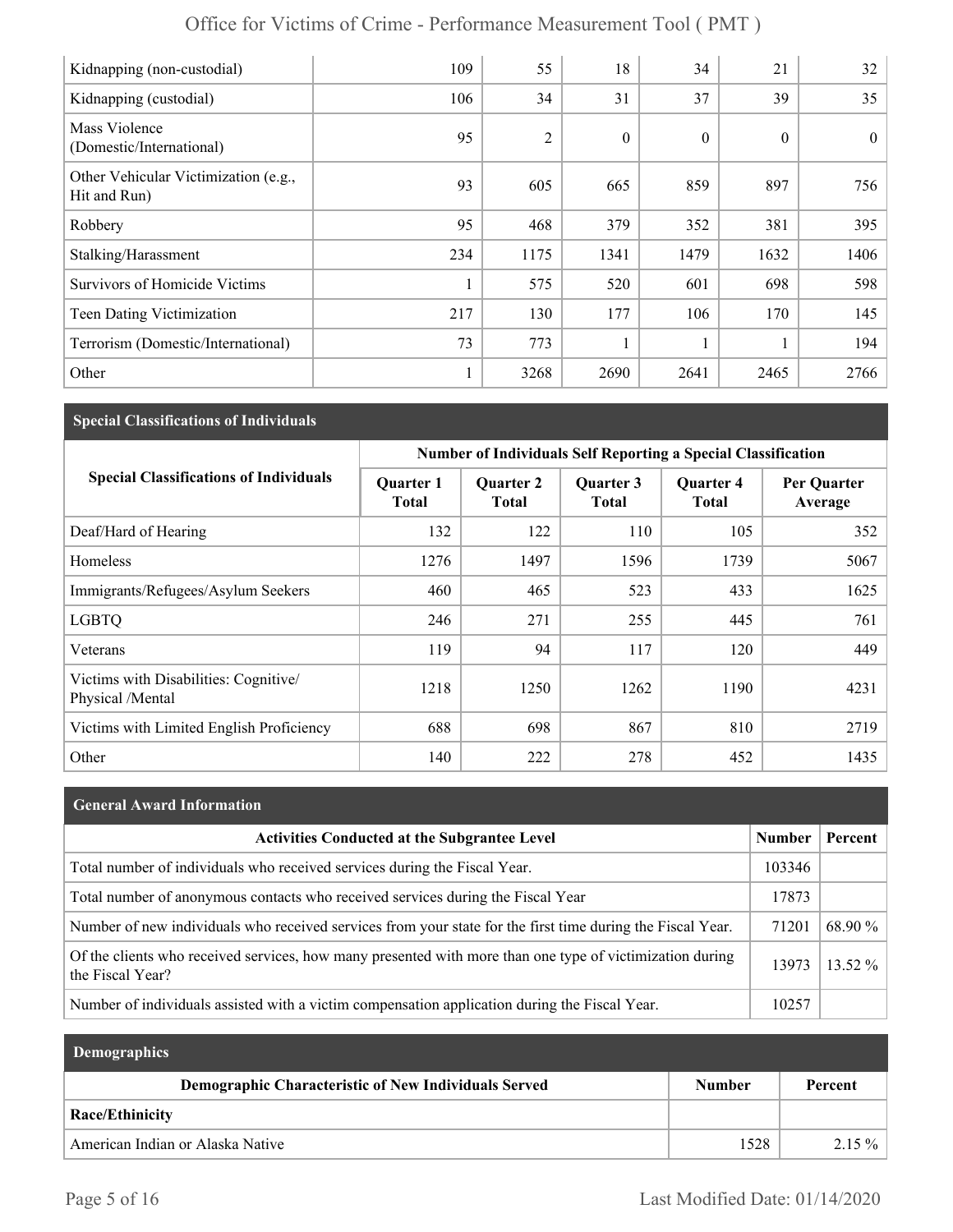| Kidnapping (non-custodial) | 109 | 55 | 18 | 34 | 21 | 32 |
|---|---|---|---|---|---|---|
| Kidnapping (custodial) | 106 | 34 | 31 | 37 | 39 | 35 |
| Mass Violence (Domestic/International) | 95 | 2 | 0 | 0 | 0 | 0 |
| Other Vehicular Victimization (e.g., Hit and Run) | 93 | 605 | 665 | 859 | 897 | 756 |
| Robbery | 95 | 468 | 379 | 352 | 381 | 395 |
| Stalking/Harassment | 234 | 1175 | 1341 | 1479 | 1632 | 1406 |
| Survivors of Homicide Victims | 1 | 575 | 520 | 601 | 698 | 598 |
| Teen Dating Victimization | 217 | 130 | 177 | 106 | 170 | 145 |
| Terrorism (Domestic/International) | 73 | 773 | 1 | 1 | 1 | 194 |
| Other | 1 | 3268 | 2690 | 2641 | 2465 | 2766 |

## Special Classifications of Individuals

| Special Classifications of Individuals | Number of Individuals Self Reporting a Special Classification | | | | |
|---|---|---|---|---|---|
| | Quarter 1 Total | Quarter 2 Total | Quarter 3 Total | Quarter 4 Total | Per Quarter Average |
| Deaf/Hard of Hearing | 132 | 122 | 110 | 105 | 352 |
| Homeless | 1276 | 1497 | 1596 | 1739 | 5067 |
| Immigrants/Refugees/Asylum Seekers | 460 | 465 | 523 | 433 | 1625 |
| LGBTQ | 246 | 271 | 255 | 445 | 761 |
| Veterans | 119 | 94 | 117 | 120 | 449 |
| Victims with Disabilities: Cognitive/ Physical /Mental | 1218 | 1250 | 1262 | 1190 | 4231 |
| Victims with Limited English Proficiency | 688 | 698 | 867 | 810 | 2719 |
| Other | 140 | 222 | 278 | 452 | 1435 |

## General Award Information

| Activities Conducted at the Subgrantee Level | Number | Percent |
|---|---|---|
| Total number of individuals who received services during the Fiscal Year. | 103346 | |
| Total number of anonymous contacts who received services during the Fiscal Year | 17873 | |
| Number of new individuals who received services from your state for the first time during the Fiscal Year. | 71201 | 68.90 % |
| Of the clients who received services, how many presented with more than one type of victimization during the Fiscal Year? | 13973 | 13.52 % |
| Number of individuals assisted with a victim compensation application during the Fiscal Year. | 10257 | |

## Demographics

| Demographic Characteristic of New Individuals Served | Number | Percent |
|---|---|---|
| **Race/Ethinicity** | | |
| American Indian or Alaska Native | 1528 | 2.15 % |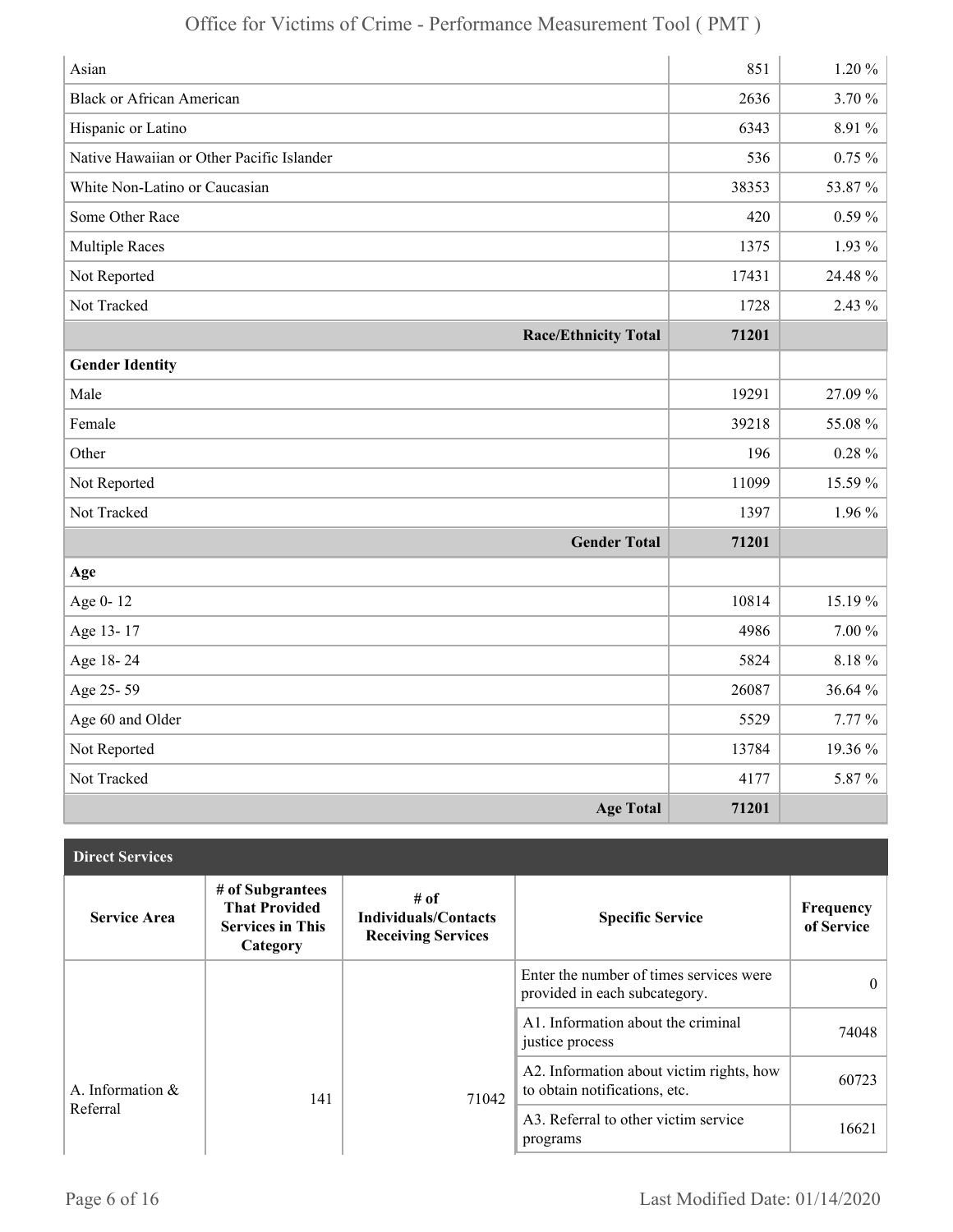| | | |
|---|---|---|
| Asian | 851 | 1.20 % |
| Black or African American | 2636 | 3.70 % |
| Hispanic or Latino | 6343 | 8.91 % |
| Native Hawaiian or Other Pacific Islander | 536 | 0.75 % |
| White Non-Latino or Caucasian | 38353 | 53.87 % |
| Some Other Race | 420 | 0.59 % |
| Multiple Races | 1375 | 1.93 % |
| Not Reported | 17431 | 24.48 % |
| Not Tracked | 1728 | 2.43 % |
| **Race/Ethnicity Total** | **71201** | |
| **Gender Identity** | | |
| Male | 19291 | 27.09 % |
| Female | 39218 | 55.08 % |
| Other | 196 | 0.28 % |
| Not Reported | 11099 | 15.59 % |
| Not Tracked | 1397 | 1.96 % |
| **Gender Total** | **71201** | |
| **Age** | | |
| Age 0- 12 | 10814 | 15.19 % |
| Age 13- 17 | 4986 | 7.00 % |
| Age 18- 24 | 5824 | 8.18 % |
| Age 25- 59 | 26087 | 36.64 % |
| Age 60 and Older | 5529 | 7.77 % |
| Not Reported | 13784 | 19.36 % |
| Not Tracked | 4177 | 5.87 % |
| **Age Total** | **71201** | |

## Direct Services

| Service Area | # of Subgrantees That Provided Services in This Category | # of Individuals/Contacts Receiving Services | Specific Service | Frequency of Service |
|---|---|---|---|---|
| A. Information & Referral | 141 | 71042 | Enter the number of times services were provided in each subcategory. | 0 |
| | | | A1. Information about the criminal justice process | 74048 |
| | | | A2. Information about victim rights, how to obtain notifications, etc. | 60723 |
| | | | A3. Referral to other victim service programs | 16621 |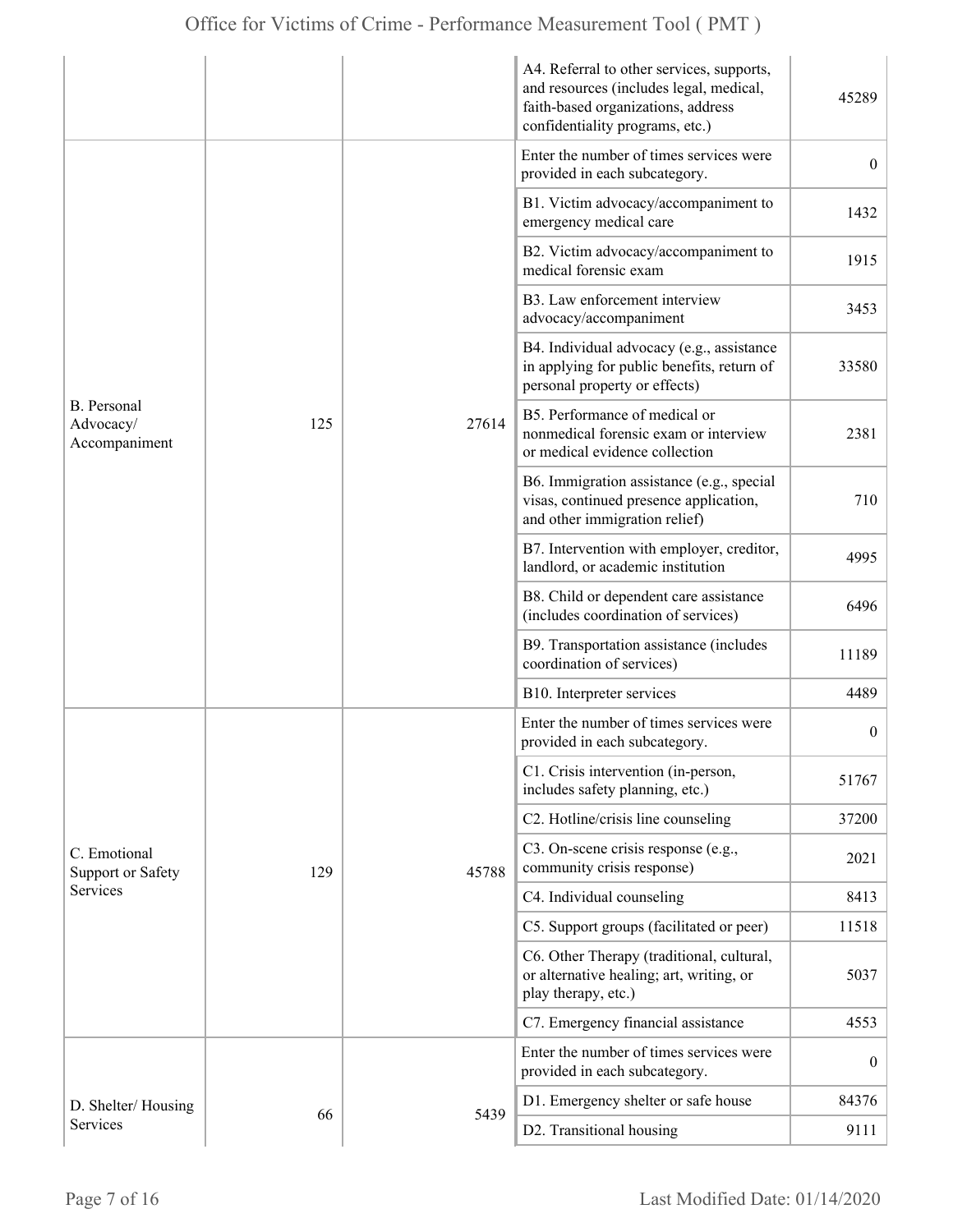| | | | | |
|---|---|---|---|---|
| | | | A4. Referral to other services, supports, and resources (includes legal, medical, faith-based organizations, address confidentiality programs, etc.) | 45289 |
| B. Personal Advocacy/ Accompaniment | 125 | 27614 | Enter the number of times services were provided in each subcategory. | 0 |
| | | | B1. Victim advocacy/accompaniment to emergency medical care | 1432 |
| | | | B2. Victim advocacy/accompaniment to medical forensic exam | 1915 |
| | | | B3. Law enforcement interview advocacy/accompaniment | 3453 |
| | | | B4. Individual advocacy (e.g., assistance in applying for public benefits, return of personal property or effects) | 33580 |
| | | | B5. Performance of medical or nonmedical forensic exam or interview or medical evidence collection | 2381 |
| | | | B6. Immigration assistance (e.g., special visas, continued presence application, and other immigration relief) | 710 |
| | | | B7. Intervention with employer, creditor, landlord, or academic institution | 4995 |
| | | | B8. Child or dependent care assistance (includes coordination of services) | 6496 |
| | | | B9. Transportation assistance (includes coordination of services) | 11189 |
| | | | B10. Interpreter services | 4489 |
| C. Emotional Support or Safety Services | 129 | 45788 | Enter the number of times services were provided in each subcategory. | 0 |
| | | | C1. Crisis intervention (in-person, includes safety planning, etc.) | 51767 |
| | | | C2. Hotline/crisis line counseling | 37200 |
| | | | C3. On-scene crisis response (e.g., community crisis response) | 2021 |
| | | | C4. Individual counseling | 8413 |
| | | | C5. Support groups (facilitated or peer) | 11518 |
| | | | C6. Other Therapy (traditional, cultural, or alternative healing; art, writing, or play therapy, etc.) | 5037 |
| | | | C7. Emergency financial assistance | 4553 |
| D. Shelter/ Housing Services | 66 | 5439 | Enter the number of times services were provided in each subcategory. | 0 |
| | | | D1. Emergency shelter or safe house | 84376 |
| | | | D2. Transitional housing | 9111 |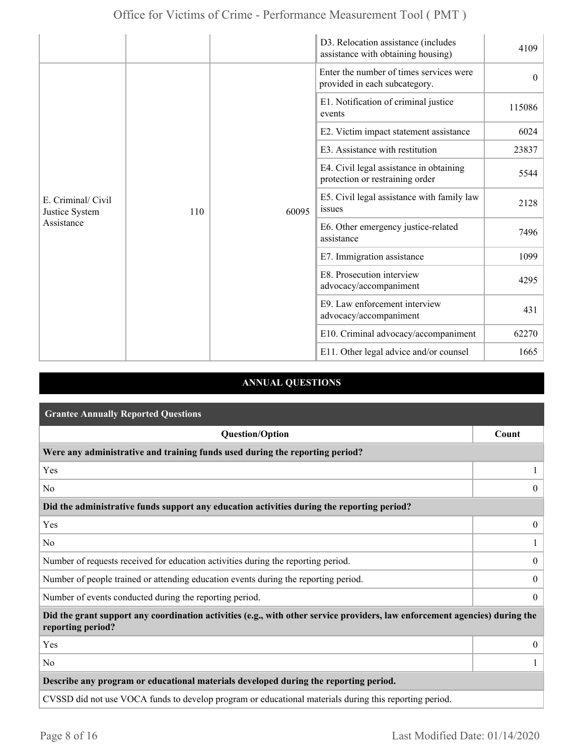| | | | D3. Relocation assistance (includes assistance with obtaining housing) | 4109 |
|---|---|---|---|---|
| E. Criminal/ Civil Justice System Assistance | 110 | 60095 | Enter the number of times services were provided in each subcategory. | 0 |
| | | | E1. Notification of criminal justice events | 115086 |
| | | | E2. Victim impact statement assistance | 6024 |
| | | | E3. Assistance with restitution | 23837 |
| | | | E4. Civil legal assistance in obtaining protection or restraining order | 5544 |
| | | | E5. Civil legal assistance with family law issues | 2128 |
| | | | E6. Other emergency justice-related assistance | 7496 |
| | | | E7. Immigration assistance | 1099 |
| | | | E8. Prosecution interview advocacy/accompaniment | 4295 |
| | | | E9. Law enforcement interview advocacy/accompaniment | 431 |
| | | | E10. Criminal advocacy/accompaniment | 62270 |
| | | | E11. Other legal advice and/or counsel | 1665 |

## ANNUAL QUESTIONS

**Grantee Annually Reported Questions**

| Question/Option | Count |
|---|---|
| **Were any administrative and training funds used during the reporting period?** | |
| Yes | 1 |
| No | 0 |
| **Did the administrative funds support any education activities during the reporting period?** | |
| Yes | 0 |
| No | 1 |
| Number of requests received for education activities during the reporting period. | 0 |
| Number of people trained or attending education events during the reporting period. | 0 |
| Number of events conducted during the reporting period. | 0 |
| **Did the grant support any coordination activities (e.g., with other service providers, law enforcement agencies) during the reporting period?** | |
| Yes | 0 |
| No | 1 |
| **Describe any program or educational materials developed during the reporting period.** | |
| CVSSD did not use VOCA funds to develop program or educational materials during this reporting period. | |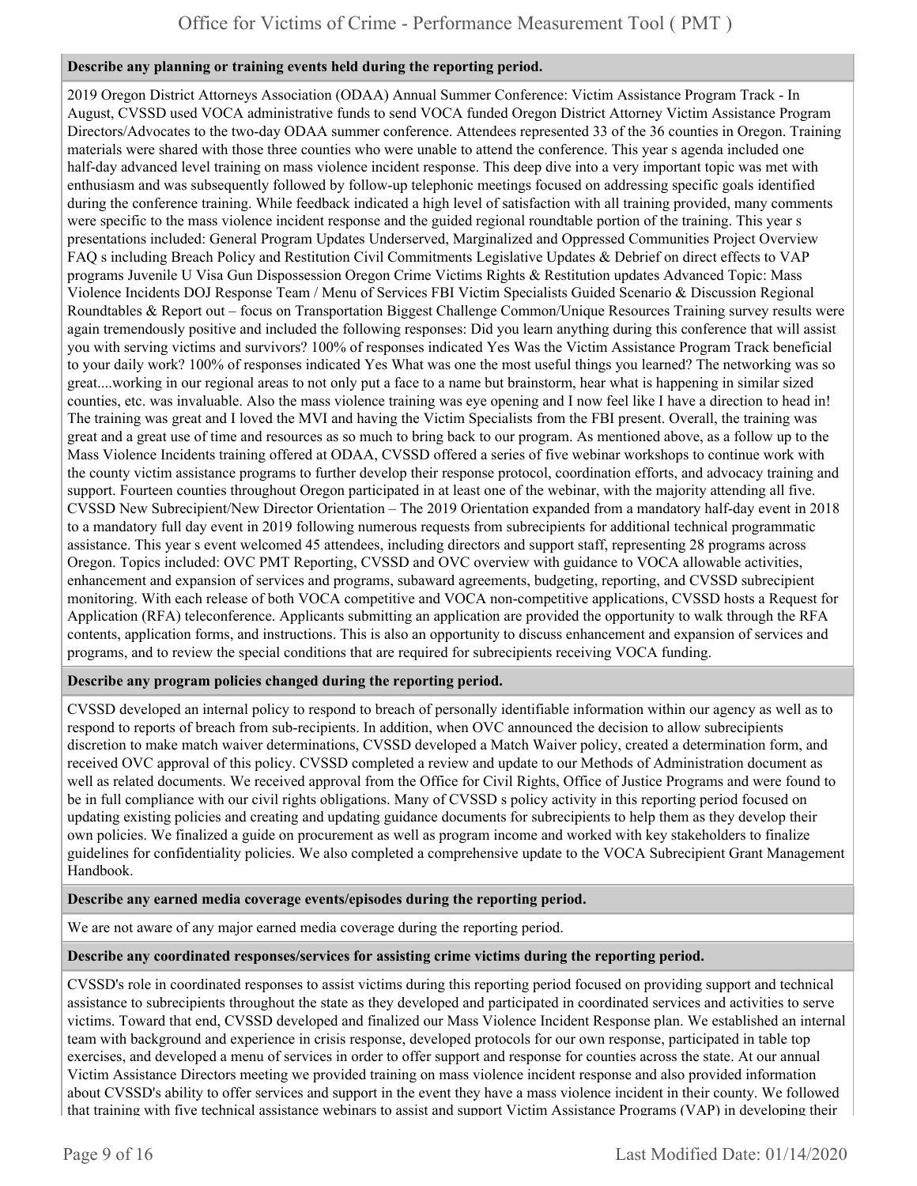**Describe any planning or training events held during the reporting period.**

2019 Oregon District Attorneys Association (ODAA) Annual Summer Conference: Victim Assistance Program Track - In August, CVSSD used VOCA administrative funds to send VOCA funded Oregon District Attorney Victim Assistance Program Directors/Advocates to the two-day ODAA summer conference. Attendees represented 33 of the 36 counties in Oregon. Training materials were shared with those three counties who were unable to attend the conference. This year s agenda included one half-day advanced level training on mass violence incident response. This deep dive into a very important topic was met with enthusiasm and was subsequently followed by follow-up telephonic meetings focused on addressing specific goals identified during the conference training. While feedback indicated a high level of satisfaction with all training provided, many comments were specific to the mass violence incident response and the guided regional roundtable portion of the training. This year s presentations included: General Program Updates Underserved, Marginalized and Oppressed Communities Project Overview FAQ s including Breach Policy and Restitution Civil Commitments Legislative Updates & Debrief on direct effects to VAP programs Juvenile U Visa Gun Dispossession Oregon Crime Victims Rights & Restitution updates Advanced Topic: Mass Violence Incidents DOJ Response Team / Menu of Services FBI Victim Specialists Guided Scenario & Discussion Regional Roundtables & Report out – focus on Transportation Biggest Challenge Common/Unique Resources Training survey results were again tremendously positive and included the following responses: Did you learn anything during this conference that will assist you with serving victims and survivors? 100% of responses indicated Yes Was the Victim Assistance Program Track beneficial to your daily work? 100% of responses indicated Yes What was one the most useful things you learned? The networking was so great....working in our regional areas to not only put a face to a name but brainstorm, hear what is happening in similar sized counties, etc. was invaluable. Also the mass violence training was eye opening and I now feel like I have a direction to head in! The training was great and I loved the MVI and having the Victim Specialists from the FBI present. Overall, the training was great and a great use of time and resources as so much to bring back to our program. As mentioned above, as a follow up to the Mass Violence Incidents training offered at ODAA, CVSSD offered a series of five webinar workshops to continue work with the county victim assistance programs to further develop their response protocol, coordination efforts, and advocacy training and support. Fourteen counties throughout Oregon participated in at least one of the webinar, with the majority attending all five. CVSSD New Subrecipient/New Director Orientation – The 2019 Orientation expanded from a mandatory half-day event in 2018 to a mandatory full day event in 2019 following numerous requests from subrecipients for additional technical programmatic assistance. This year s event welcomed 45 attendees, including directors and support staff, representing 28 programs across Oregon. Topics included: OVC PMT Reporting, CVSSD and OVC overview with guidance to VOCA allowable activities, enhancement and expansion of services and programs, subaward agreements, budgeting, reporting, and CVSSD subrecipient monitoring. With each release of both VOCA competitive and VOCA non-competitive applications, CVSSD hosts a Request for Application (RFA) teleconference. Applicants submitting an application are provided the opportunity to walk through the RFA contents, application forms, and instructions. This is also an opportunity to discuss enhancement and expansion of services and programs, and to review the special conditions that are required for subrecipients receiving VOCA funding.

**Describe any program policies changed during the reporting period.**

CVSSD developed an internal policy to respond to breach of personally identifiable information within our agency as well as to respond to reports of breach from sub-recipients. In addition, when OVC announced the decision to allow subrecipients discretion to make match waiver determinations, CVSSD developed a Match Waiver policy, created a determination form, and received OVC approval of this policy. CVSSD completed a review and update to our Methods of Administration document as well as related documents. We received approval from the Office for Civil Rights, Office of Justice Programs and were found to be in full compliance with our civil rights obligations. Many of CVSSD s policy activity in this reporting period focused on updating existing policies and creating and updating guidance documents for subrecipients to help them as they develop their own policies. We finalized a guide on procurement as well as program income and worked with key stakeholders to finalize guidelines for confidentiality policies. We also completed a comprehensive update to the VOCA Subrecipient Grant Management Handbook.

**Describe any earned media coverage events/episodes during the reporting period.**

We are not aware of any major earned media coverage during the reporting period.

**Describe any coordinated responses/services for assisting crime victims during the reporting period.**

CVSSD's role in coordinated responses to assist victims during this reporting period focused on providing support and technical assistance to subrecipients throughout the state as they developed and participated in coordinated services and activities to serve victims. Toward that end, CVSSD developed and finalized our Mass Violence Incident Response plan. We established an internal team with background and experience in crisis response, developed protocols for our own response, participated in table top exercises, and developed a menu of services in order to offer support and response for counties across the state. At our annual Victim Assistance Directors meeting we provided training on mass violence incident response and also provided information about CVSSD's ability to offer services and support in the event they have a mass violence incident in their county. We followed that training with five technical assistance webinars to assist and support Victim Assistance Programs (VAP) in developing their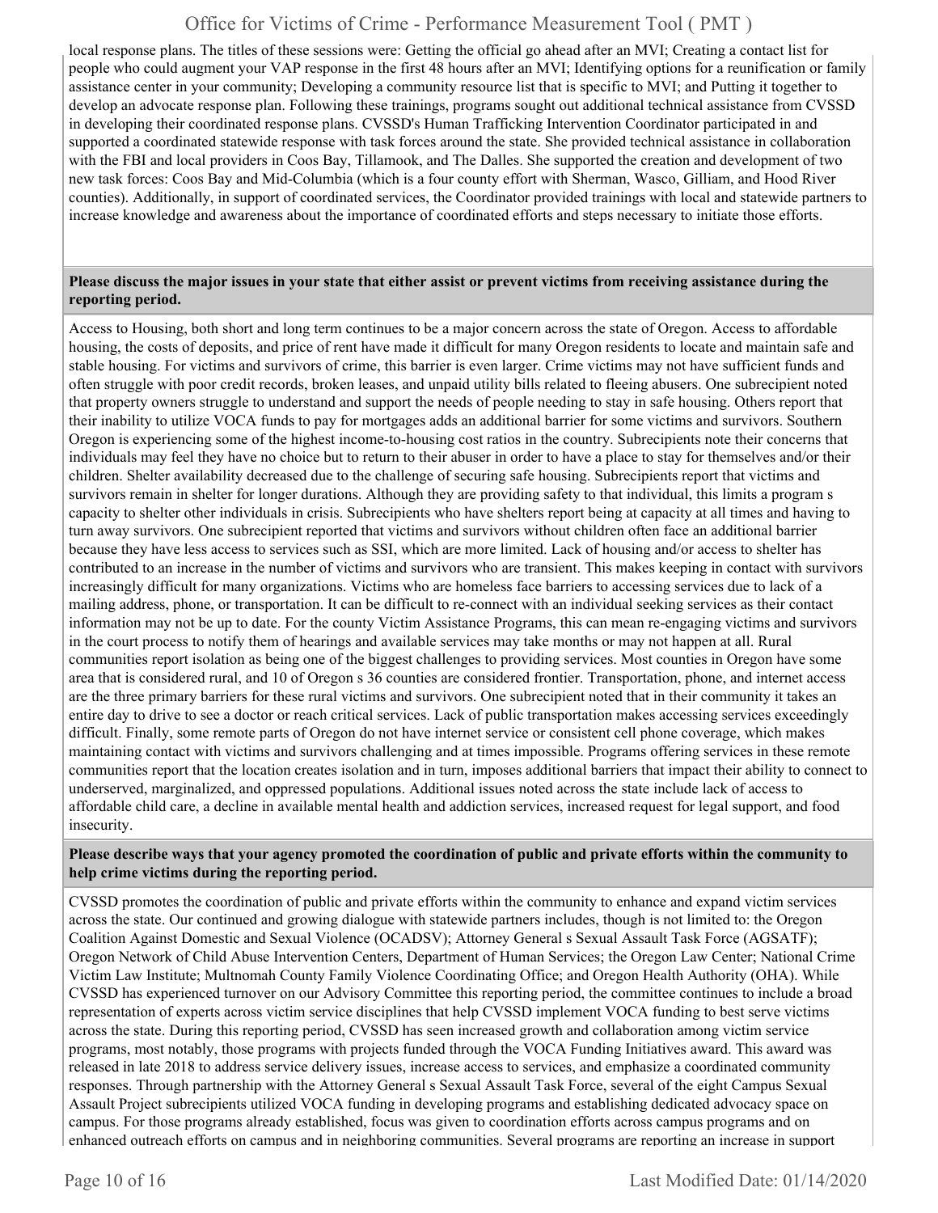local response plans. The titles of these sessions were: Getting the official go ahead after an MVI; Creating a contact list for people who could augment your VAP response in the first 48 hours after an MVI; Identifying options for a reunification or family assistance center in your community; Developing a community resource list that is specific to MVI; and Putting it together to develop an advocate response plan. Following these trainings, programs sought out additional technical assistance from CVSSD in developing their coordinated response plans. CVSSD's Human Trafficking Intervention Coordinator participated in and supported a coordinated statewide response with task forces around the state. She provided technical assistance in collaboration with the FBI and local providers in Coos Bay, Tillamook, and The Dalles. She supported the creation and development of two new task forces: Coos Bay and Mid-Columbia (which is a four county effort with Sherman, Wasco, Gilliam, and Hood River counties). Additionally, in support of coordinated services, the Coordinator provided trainings with local and statewide partners to increase knowledge and awareness about the importance of coordinated efforts and steps necessary to initiate those efforts.

**Please discuss the major issues in your state that either assist or prevent victims from receiving assistance during the reporting period.**

Access to Housing, both short and long term continues to be a major concern across the state of Oregon. Access to affordable housing, the costs of deposits, and price of rent have made it difficult for many Oregon residents to locate and maintain safe and stable housing. For victims and survivors of crime, this barrier is even larger. Crime victims may not have sufficient funds and often struggle with poor credit records, broken leases, and unpaid utility bills related to fleeing abusers. One subrecipient noted that property owners struggle to understand and support the needs of people needing to stay in safe housing. Others report that their inability to utilize VOCA funds to pay for mortgages adds an additional barrier for some victims and survivors. Southern Oregon is experiencing some of the highest income-to-housing cost ratios in the country. Subrecipients note their concerns that individuals may feel they have no choice but to return to their abuser in order to have a place to stay for themselves and/or their children. Shelter availability decreased due to the challenge of securing safe housing. Subrecipients report that victims and survivors remain in shelter for longer durations. Although they are providing safety to that individual, this limits a program s capacity to shelter other individuals in crisis. Subrecipients who have shelters report being at capacity at all times and having to turn away survivors. One subrecipient reported that victims and survivors without children often face an additional barrier because they have less access to services such as SSI, which are more limited. Lack of housing and/or access to shelter has contributed to an increase in the number of victims and survivors who are transient. This makes keeping in contact with survivors increasingly difficult for many organizations. Victims who are homeless face barriers to accessing services due to lack of a mailing address, phone, or transportation. It can be difficult to re-connect with an individual seeking services as their contact information may not be up to date. For the county Victim Assistance Programs, this can mean re-engaging victims and survivors in the court process to notify them of hearings and available services may take months or may not happen at all. Rural communities report isolation as being one of the biggest challenges to providing services. Most counties in Oregon have some area that is considered rural, and 10 of Oregon s 36 counties are considered frontier. Transportation, phone, and internet access are the three primary barriers for these rural victims and survivors. One subrecipient noted that in their community it takes an entire day to drive to see a doctor or reach critical services. Lack of public transportation makes accessing services exceedingly difficult. Finally, some remote parts of Oregon do not have internet service or consistent cell phone coverage, which makes maintaining contact with victims and survivors challenging and at times impossible. Programs offering services in these remote communities report that the location creates isolation and in turn, imposes additional barriers that impact their ability to connect to underserved, marginalized, and oppressed populations. Additional issues noted across the state include lack of access to affordable child care, a decline in available mental health and addiction services, increased request for legal support, and food insecurity.

**Please describe ways that your agency promoted the coordination of public and private efforts within the community to help crime victims during the reporting period.**

CVSSD promotes the coordination of public and private efforts within the community to enhance and expand victim services across the state. Our continued and growing dialogue with statewide partners includes, though is not limited to: the Oregon Coalition Against Domestic and Sexual Violence (OCADSV); Attorney General s Sexual Assault Task Force (AGSATF); Oregon Network of Child Abuse Intervention Centers, Department of Human Services; the Oregon Law Center; National Crime Victim Law Institute; Multnomah County Family Violence Coordinating Office; and Oregon Health Authority (OHA). While CVSSD has experienced turnover on our Advisory Committee this reporting period, the committee continues to include a broad representation of experts across victim service disciplines that help CVSSD implement VOCA funding to best serve victims across the state. During this reporting period, CVSSD has seen increased growth and collaboration among victim service programs, most notably, those programs with projects funded through the VOCA Funding Initiatives award. This award was released in late 2018 to address service delivery issues, increase access to services, and emphasize a coordinated community responses. Through partnership with the Attorney General s Sexual Assault Task Force, several of the eight Campus Sexual Assault Project subrecipients utilized VOCA funding in developing programs and establishing dedicated advocacy space on campus. For those programs already established, focus was given to coordination efforts across campus programs and on enhanced outreach efforts on campus and in neighboring communities. Several programs are reporting an increase in support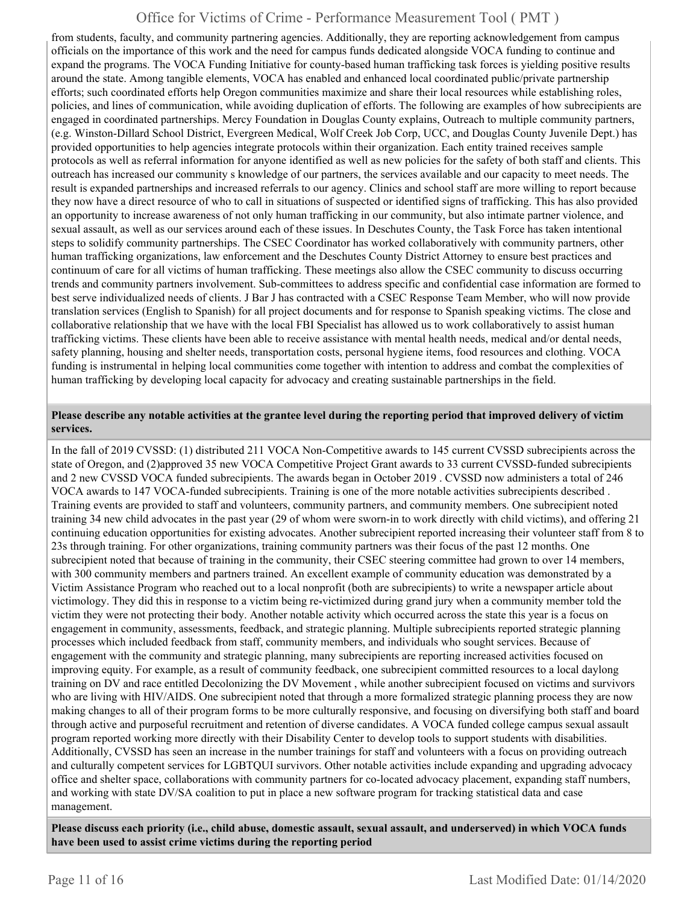from students, faculty, and community partnering agencies. Additionally, they are reporting acknowledgement from campus officials on the importance of this work and the need for campus funds dedicated alongside VOCA funding to continue and expand the programs. The VOCA Funding Initiative for county-based human trafficking task forces is yielding positive results around the state. Among tangible elements, VOCA has enabled and enhanced local coordinated public/private partnership efforts; such coordinated efforts help Oregon communities maximize and share their local resources while establishing roles, policies, and lines of communication, while avoiding duplication of efforts. The following are examples of how subrecipients are engaged in coordinated partnerships. Mercy Foundation in Douglas County explains, Outreach to multiple community partners, (e.g. Winston-Dillard School District, Evergreen Medical, Wolf Creek Job Corp, UCC, and Douglas County Juvenile Dept.) has provided opportunities to help agencies integrate protocols within their organization. Each entity trained receives sample protocols as well as referral information for anyone identified as well as new policies for the safety of both staff and clients. This outreach has increased our community s knowledge of our partners, the services available and our capacity to meet needs. The result is expanded partnerships and increased referrals to our agency. Clinics and school staff are more willing to report because they now have a direct resource of who to call in situations of suspected or identified signs of trafficking. This has also provided an opportunity to increase awareness of not only human trafficking in our community, but also intimate partner violence, and sexual assault, as well as our services around each of these issues. In Deschutes County, the Task Force has taken intentional steps to solidify community partnerships. The CSEC Coordinator has worked collaboratively with community partners, other human trafficking organizations, law enforcement and the Deschutes County District Attorney to ensure best practices and continuum of care for all victims of human trafficking. These meetings also allow the CSEC community to discuss occurring trends and community partners involvement. Sub-committees to address specific and confidential case information are formed to best serve individualized needs of clients. J Bar J has contracted with a CSEC Response Team Member, who will now provide translation services (English to Spanish) for all project documents and for response to Spanish speaking victims. The close and collaborative relationship that we have with the local FBI Specialist has allowed us to work collaboratively to assist human trafficking victims. These clients have been able to receive assistance with mental health needs, medical and/or dental needs, safety planning, housing and shelter needs, transportation costs, personal hygiene items, food resources and clothing. VOCA funding is instrumental in helping local communities come together with intention to address and combat the complexities of human trafficking by developing local capacity for advocacy and creating sustainable partnerships in the field.

**Please describe any notable activities at the grantee level during the reporting period that improved delivery of victim services.**

In the fall of 2019 CVSSD: (1) distributed 211 VOCA Non-Competitive awards to 145 current CVSSD subrecipients across the state of Oregon, and (2)approved 35 new VOCA Competitive Project Grant awards to 33 current CVSSD-funded subrecipients and 2 new CVSSD VOCA funded subrecipients. The awards began in October 2019 . CVSSD now administers a total of 246 VOCA awards to 147 VOCA-funded subrecipients. Training is one of the more notable activities subrecipients described . Training events are provided to staff and volunteers, community partners, and community members. One subrecipient noted training 34 new child advocates in the past year (29 of whom were sworn-in to work directly with child victims), and offering 21 continuing education opportunities for existing advocates. Another subrecipient reported increasing their volunteer staff from 8 to 23s through training. For other organizations, training community partners was their focus of the past 12 months. One subrecipient noted that because of training in the community, their CSEC steering committee had grown to over 14 members, with 300 community members and partners trained. An excellent example of community education was demonstrated by a Victim Assistance Program who reached out to a local nonprofit (both are subrecipients) to write a newspaper article about victimology. They did this in response to a victim being re-victimized during grand jury when a community member told the victim they were not protecting their body. Another notable activity which occurred across the state this year is a focus on engagement in community, assessments, feedback, and strategic planning. Multiple subrecipients reported strategic planning processes which included feedback from staff, community members, and individuals who sought services. Because of engagement with the community and strategic planning, many subrecipients are reporting increased activities focused on improving equity. For example, as a result of community feedback, one subrecipient committed resources to a local daylong training on DV and race entitled Decolonizing the DV Movement , while another subrecipient focused on victims and survivors who are living with HIV/AIDS. One subrecipient noted that through a more formalized strategic planning process they are now making changes to all of their program forms to be more culturally responsive, and focusing on diversifying both staff and board through active and purposeful recruitment and retention of diverse candidates. A VOCA funded college campus sexual assault program reported working more directly with their Disability Center to develop tools to support students with disabilities. Additionally, CVSSD has seen an increase in the number trainings for staff and volunteers with a focus on providing outreach and culturally competent services for LGBTQUI survivors. Other notable activities include expanding and upgrading advocacy office and shelter space, collaborations with community partners for co-located advocacy placement, expanding staff numbers, and working with state DV/SA coalition to put in place a new software program for tracking statistical data and case management.

**Please discuss each priority (i.e., child abuse, domestic assault, sexual assault, and underserved) in which VOCA funds have been used to assist crime victims during the reporting period**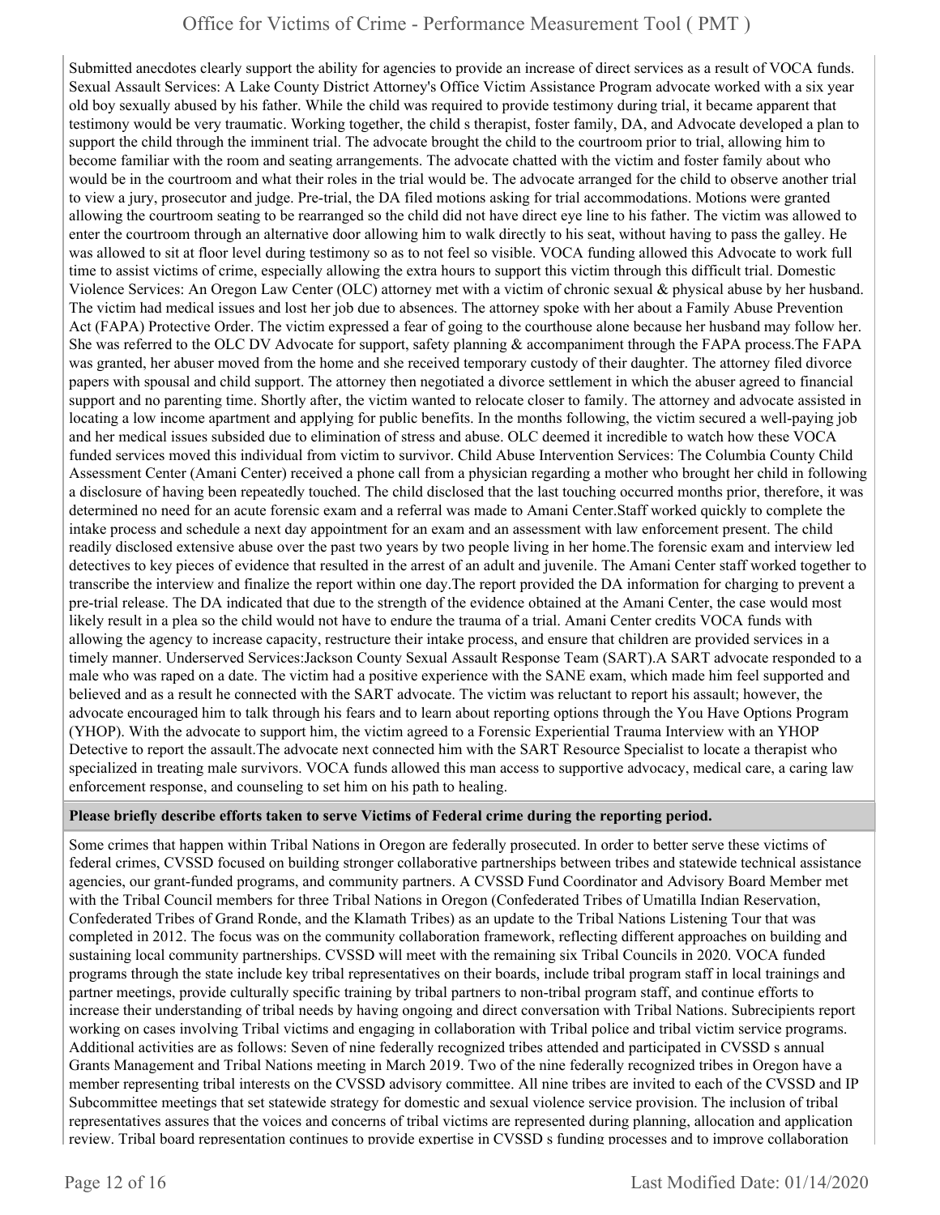Submitted anecdotes clearly support the ability for agencies to provide an increase of direct services as a result of VOCA funds. Sexual Assault Services: A Lake County District Attorney's Office Victim Assistance Program advocate worked with a six year old boy sexually abused by his father. While the child was required to provide testimony during trial, it became apparent that testimony would be very traumatic. Working together, the child s therapist, foster family, DA, and Advocate developed a plan to support the child through the imminent trial. The advocate brought the child to the courtroom prior to trial, allowing him to become familiar with the room and seating arrangements. The advocate chatted with the victim and foster family about who would be in the courtroom and what their roles in the trial would be. The advocate arranged for the child to observe another trial to view a jury, prosecutor and judge. Pre-trial, the DA filed motions asking for trial accommodations. Motions were granted allowing the courtroom seating to be rearranged so the child did not have direct eye line to his father. The victim was allowed to enter the courtroom through an alternative door allowing him to walk directly to his seat, without having to pass the galley. He was allowed to sit at floor level during testimony so as to not feel so visible. VOCA funding allowed this Advocate to work full time to assist victims of crime, especially allowing the extra hours to support this victim through this difficult trial. Domestic Violence Services: An Oregon Law Center (OLC) attorney met with a victim of chronic sexual & physical abuse by her husband. The victim had medical issues and lost her job due to absences. The attorney spoke with her about a Family Abuse Prevention Act (FAPA) Protective Order. The victim expressed a fear of going to the courthouse alone because her husband may follow her. She was referred to the OLC DV Advocate for support, safety planning & accompaniment through the FAPA process.The FAPA was granted, her abuser moved from the home and she received temporary custody of their daughter. The attorney filed divorce papers with spousal and child support. The attorney then negotiated a divorce settlement in which the abuser agreed to financial support and no parenting time. Shortly after, the victim wanted to relocate closer to family. The attorney and advocate assisted in locating a low income apartment and applying for public benefits. In the months following, the victim secured a well-paying job and her medical issues subsided due to elimination of stress and abuse. OLC deemed it incredible to watch how these VOCA funded services moved this individual from victim to survivor. Child Abuse Intervention Services: The Columbia County Child Assessment Center (Amani Center) received a phone call from a physician regarding a mother who brought her child in following a disclosure of having been repeatedly touched. The child disclosed that the last touching occurred months prior, therefore, it was determined no need for an acute forensic exam and a referral was made to Amani Center.Staff worked quickly to complete the intake process and schedule a next day appointment for an exam and an assessment with law enforcement present. The child readily disclosed extensive abuse over the past two years by two people living in her home.The forensic exam and interview led detectives to key pieces of evidence that resulted in the arrest of an adult and juvenile. The Amani Center staff worked together to transcribe the interview and finalize the report within one day.The report provided the DA information for charging to prevent a pre-trial release. The DA indicated that due to the strength of the evidence obtained at the Amani Center, the case would most likely result in a plea so the child would not have to endure the trauma of a trial. Amani Center credits VOCA funds with allowing the agency to increase capacity, restructure their intake process, and ensure that children are provided services in a timely manner. Underserved Services:Jackson County Sexual Assault Response Team (SART).A SART advocate responded to a male who was raped on a date. The victim had a positive experience with the SANE exam, which made him feel supported and believed and as a result he connected with the SART advocate. The victim was reluctant to report his assault; however, the advocate encouraged him to talk through his fears and to learn about reporting options through the You Have Options Program (YHOP). With the advocate to support him, the victim agreed to a Forensic Experiential Trauma Interview with an YHOP Detective to report the assault.The advocate next connected him with the SART Resource Specialist to locate a therapist who specialized in treating male survivors. VOCA funds allowed this man access to supportive advocacy, medical care, a caring law enforcement response, and counseling to set him on his path to healing.

**Please briefly describe efforts taken to serve Victims of Federal crime during the reporting period.**

Some crimes that happen within Tribal Nations in Oregon are federally prosecuted. In order to better serve these victims of federal crimes, CVSSD focused on building stronger collaborative partnerships between tribes and statewide technical assistance agencies, our grant-funded programs, and community partners. A CVSSD Fund Coordinator and Advisory Board Member met with the Tribal Council members for three Tribal Nations in Oregon (Confederated Tribes of Umatilla Indian Reservation, Confederated Tribes of Grand Ronde, and the Klamath Tribes) as an update to the Tribal Nations Listening Tour that was completed in 2012. The focus was on the community collaboration framework, reflecting different approaches on building and sustaining local community partnerships. CVSSD will meet with the remaining six Tribal Councils in 2020. VOCA funded programs through the state include key tribal representatives on their boards, include tribal program staff in local trainings and partner meetings, provide culturally specific training by tribal partners to non-tribal program staff, and continue efforts to increase their understanding of tribal needs by having ongoing and direct conversation with Tribal Nations. Subrecipients report working on cases involving Tribal victims and engaging in collaboration with Tribal police and tribal victim service programs. Additional activities are as follows: Seven of nine federally recognized tribes attended and participated in CVSSD s annual Grants Management and Tribal Nations meeting in March 2019. Two of the nine federally recognized tribes in Oregon have a member representing tribal interests on the CVSSD advisory committee. All nine tribes are invited to each of the CVSSD and IP Subcommittee meetings that set statewide strategy for domestic and sexual violence service provision. The inclusion of tribal representatives assures that the voices and concerns of tribal victims are represented during planning, allocation and application review. Tribal board representation continues to provide expertise in CVSSD s funding processes and to improve collaboration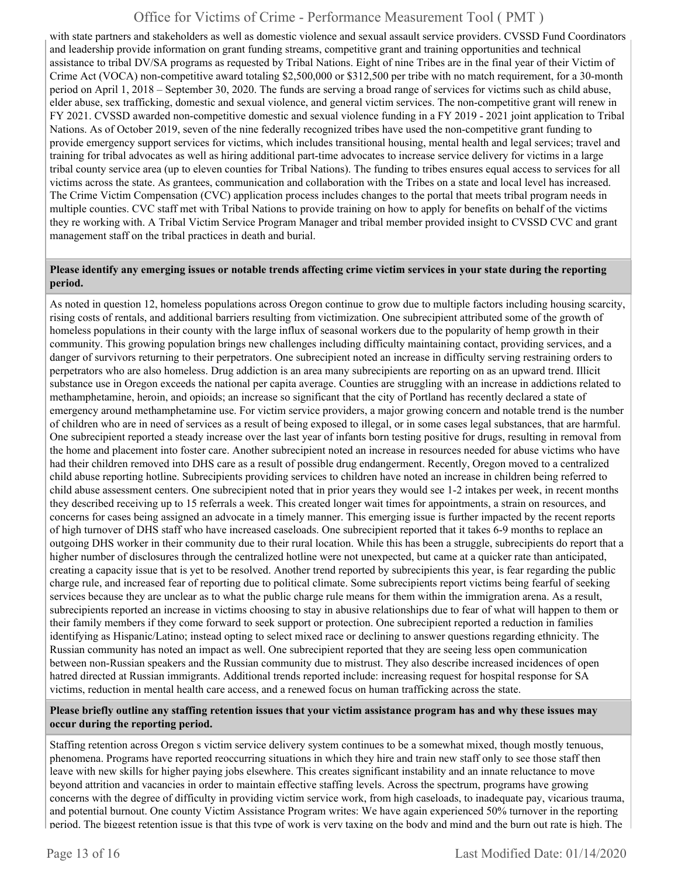with state partners and stakeholders as well as domestic violence and sexual assault service providers. CVSSD Fund Coordinators and leadership provide information on grant funding streams, competitive grant and training opportunities and technical assistance to tribal DV/SA programs as requested by Tribal Nations. Eight of nine Tribes are in the final year of their Victim of Crime Act (VOCA) non-competitive award totaling $2,500,000 or $312,500 per tribe with no match requirement, for a 30-month period on April 1, 2018 – September 30, 2020. The funds are serving a broad range of services for victims such as child abuse, elder abuse, sex trafficking, domestic and sexual violence, and general victim services. The non-competitive grant will renew in FY 2021. CVSSD awarded non-competitive domestic and sexual violence funding in a FY 2019 - 2021 joint application to Tribal Nations. As of October 2019, seven of the nine federally recognized tribes have used the non-competitive grant funding to provide emergency support services for victims, which includes transitional housing, mental health and legal services; travel and training for tribal advocates as well as hiring additional part-time advocates to increase service delivery for victims in a large tribal county service area (up to eleven counties for Tribal Nations). The funding to tribes ensures equal access to services for all victims across the state. As grantees, communication and collaboration with the Tribes on a state and local level has increased. The Crime Victim Compensation (CVC) application process includes changes to the portal that meets tribal program needs in multiple counties. CVC staff met with Tribal Nations to provide training on how to apply for benefits on behalf of the victims they re working with. A Tribal Victim Service Program Manager and tribal member provided insight to CVSSD CVC and grant management staff on the tribal practices in death and burial.

**Please identify any emerging issues or notable trends affecting crime victim services in your state during the reporting period.**

As noted in question 12, homeless populations across Oregon continue to grow due to multiple factors including housing scarcity, rising costs of rentals, and additional barriers resulting from victimization. One subrecipient attributed some of the growth of homeless populations in their county with the large influx of seasonal workers due to the popularity of hemp growth in their community. This growing population brings new challenges including difficulty maintaining contact, providing services, and a danger of survivors returning to their perpetrators. One subrecipient noted an increase in difficulty serving restraining orders to perpetrators who are also homeless. Drug addiction is an area many subrecipients are reporting on as an upward trend. Illicit substance use in Oregon exceeds the national per capita average. Counties are struggling with an increase in addictions related to methamphetamine, heroin, and opioids; an increase so significant that the city of Portland has recently declared a state of emergency around methamphetamine use. For victim service providers, a major growing concern and notable trend is the number of children who are in need of services as a result of being exposed to illegal, or in some cases legal substances, that are harmful. One subrecipient reported a steady increase over the last year of infants born testing positive for drugs, resulting in removal from the home and placement into foster care. Another subrecipient noted an increase in resources needed for abuse victims who have had their children removed into DHS care as a result of possible drug endangerment. Recently, Oregon moved to a centralized child abuse reporting hotline. Subrecipients providing services to children have noted an increase in children being referred to child abuse assessment centers. One subrecipient noted that in prior years they would see 1-2 intakes per week, in recent months they described receiving up to 15 referrals a week. This created longer wait times for appointments, a strain on resources, and concerns for cases being assigned an advocate in a timely manner. This emerging issue is further impacted by the recent reports of high turnover of DHS staff who have increased caseloads. One subrecipient reported that it takes 6-9 months to replace an outgoing DHS worker in their community due to their rural location. While this has been a struggle, subrecipients do report that a higher number of disclosures through the centralized hotline were not unexpected, but came at a quicker rate than anticipated, creating a capacity issue that is yet to be resolved. Another trend reported by subrecipients this year, is fear regarding the public charge rule, and increased fear of reporting due to political climate. Some subrecipients report victims being fearful of seeking services because they are unclear as to what the public charge rule means for them within the immigration arena. As a result, subrecipients reported an increase in victims choosing to stay in abusive relationships due to fear of what will happen to them or their family members if they come forward to seek support or protection. One subrecipient reported a reduction in families identifying as Hispanic/Latino; instead opting to select mixed race or declining to answer questions regarding ethnicity. The Russian community has noted an impact as well. One subrecipient reported that they are seeing less open communication between non-Russian speakers and the Russian community due to mistrust. They also describe increased incidences of open hatred directed at Russian immigrants. Additional trends reported include: increasing request for hospital response for SA victims, reduction in mental health care access, and a renewed focus on human trafficking across the state.

**Please briefly outline any staffing retention issues that your victim assistance program has and why these issues may occur during the reporting period.**

Staffing retention across Oregon s victim service delivery system continues to be a somewhat mixed, though mostly tenuous, phenomena. Programs have reported reoccurring situations in which they hire and train new staff only to see those staff then leave with new skills for higher paying jobs elsewhere. This creates significant instability and an innate reluctance to move beyond attrition and vacancies in order to maintain effective staffing levels. Across the spectrum, programs have growing concerns with the degree of difficulty in providing victim service work, from high caseloads, to inadequate pay, vicarious trauma, and potential burnout. One county Victim Assistance Program writes: We have again experienced 50% turnover in the reporting period. The biggest retention issue is that this type of work is very taxing on the body and mind and the burn out rate is high. The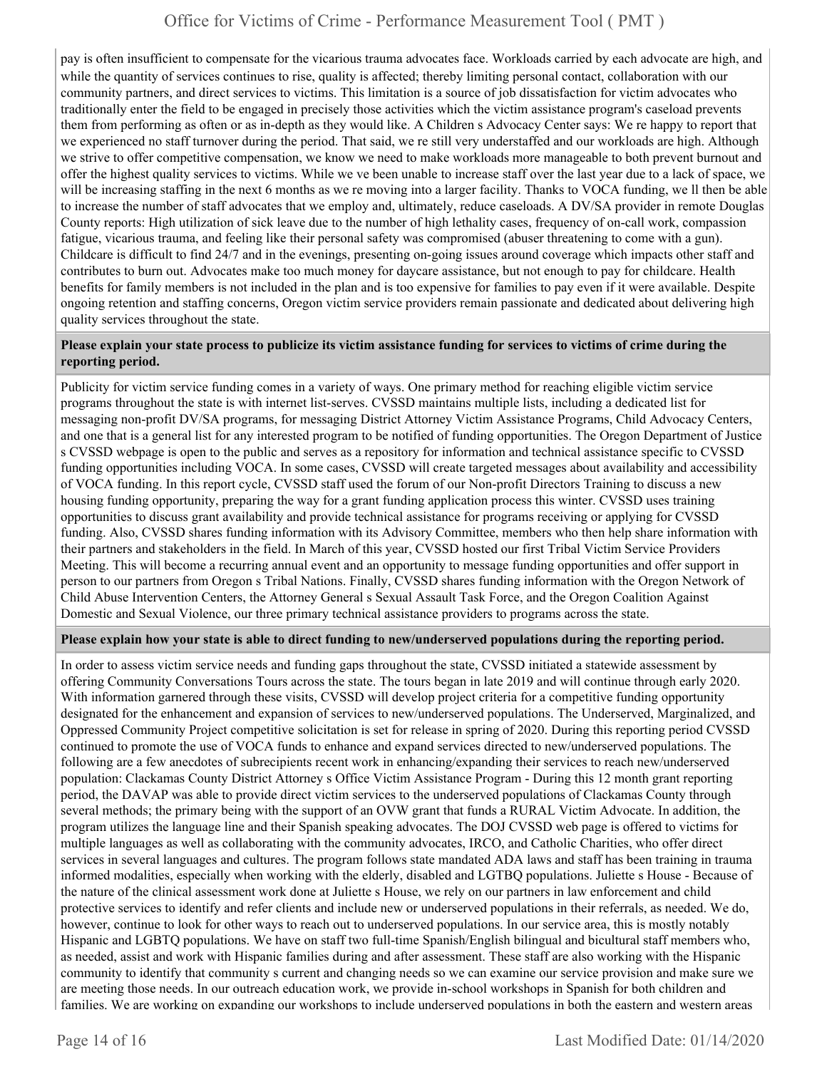pay is often insufficient to compensate for the vicarious trauma advocates face. Workloads carried by each advocate are high, and while the quantity of services continues to rise, quality is affected; thereby limiting personal contact, collaboration with our community partners, and direct services to victims. This limitation is a source of job dissatisfaction for victim advocates who traditionally enter the field to be engaged in precisely those activities which the victim assistance program's caseload prevents them from performing as often or as in-depth as they would like. A Children s Advocacy Center says: We re happy to report that we experienced no staff turnover during the period. That said, we re still very understaffed and our workloads are high. Although we strive to offer competitive compensation, we know we need to make workloads more manageable to both prevent burnout and offer the highest quality services to victims. While we ve been unable to increase staff over the last year due to a lack of space, we will be increasing staffing in the next 6 months as we re moving into a larger facility. Thanks to VOCA funding, we ll then be able to increase the number of staff advocates that we employ and, ultimately, reduce caseloads. A DV/SA provider in remote Douglas County reports: High utilization of sick leave due to the number of high lethality cases, frequency of on-call work, compassion fatigue, vicarious trauma, and feeling like their personal safety was compromised (abuser threatening to come with a gun). Childcare is difficult to find 24/7 and in the evenings, presenting on-going issues around coverage which impacts other staff and contributes to burn out. Advocates make too much money for daycare assistance, but not enough to pay for childcare. Health benefits for family members is not included in the plan and is too expensive for families to pay even if it were available. Despite ongoing retention and staffing concerns, Oregon victim service providers remain passionate and dedicated about delivering high quality services throughout the state.

**Please explain your state process to publicize its victim assistance funding for services to victims of crime during the reporting period.**

Publicity for victim service funding comes in a variety of ways. One primary method for reaching eligible victim service programs throughout the state is with internet list-serves. CVSSD maintains multiple lists, including a dedicated list for messaging non-profit DV/SA programs, for messaging District Attorney Victim Assistance Programs, Child Advocacy Centers, and one that is a general list for any interested program to be notified of funding opportunities. The Oregon Department of Justice s CVSSD webpage is open to the public and serves as a repository for information and technical assistance specific to CVSSD funding opportunities including VOCA. In some cases, CVSSD will create targeted messages about availability and accessibility of VOCA funding. In this report cycle, CVSSD staff used the forum of our Non-profit Directors Training to discuss a new housing funding opportunity, preparing the way for a grant funding application process this winter. CVSSD uses training opportunities to discuss grant availability and provide technical assistance for programs receiving or applying for CVSSD funding. Also, CVSSD shares funding information with its Advisory Committee, members who then help share information with their partners and stakeholders in the field. In March of this year, CVSSD hosted our first Tribal Victim Service Providers Meeting. This will become a recurring annual event and an opportunity to message funding opportunities and offer support in person to our partners from Oregon s Tribal Nations. Finally, CVSSD shares funding information with the Oregon Network of Child Abuse Intervention Centers, the Attorney General s Sexual Assault Task Force, and the Oregon Coalition Against Domestic and Sexual Violence, our three primary technical assistance providers to programs across the state.

**Please explain how your state is able to direct funding to new/underserved populations during the reporting period.**

In order to assess victim service needs and funding gaps throughout the state, CVSSD initiated a statewide assessment by offering Community Conversations Tours across the state. The tours began in late 2019 and will continue through early 2020. With information garnered through these visits, CVSSD will develop project criteria for a competitive funding opportunity designated for the enhancement and expansion of services to new/underserved populations. The Underserved, Marginalized, and Oppressed Community Project competitive solicitation is set for release in spring of 2020. During this reporting period CVSSD continued to promote the use of VOCA funds to enhance and expand services directed to new/underserved populations. The following are a few anecdotes of subrecipients recent work in enhancing/expanding their services to reach new/underserved population: Clackamas County District Attorney s Office Victim Assistance Program - During this 12 month grant reporting period, the DAVAP was able to provide direct victim services to the underserved populations of Clackamas County through several methods; the primary being with the support of an OVW grant that funds a RURAL Victim Advocate. In addition, the program utilizes the language line and their Spanish speaking advocates. The DOJ CVSSD web page is offered to victims for multiple languages as well as collaborating with the community advocates, IRCO, and Catholic Charities, who offer direct services in several languages and cultures. The program follows state mandated ADA laws and staff has been training in trauma informed modalities, especially when working with the elderly, disabled and LGTBQ populations. Juliette s House - Because of the nature of the clinical assessment work done at Juliette s House, we rely on our partners in law enforcement and child protective services to identify and refer clients and include new or underserved populations in their referrals, as needed. We do, however, continue to look for other ways to reach out to underserved populations. In our service area, this is mostly notably Hispanic and LGBTQ populations. We have on staff two full-time Spanish/English bilingual and bicultural staff members who, as needed, assist and work with Hispanic families during and after assessment. These staff are also working with the Hispanic community to identify that community s current and changing needs so we can examine our service provision and make sure we are meeting those needs. In our outreach education work, we provide in-school workshops in Spanish for both children and families. We are working on expanding our workshops to include underserved populations in both the eastern and western areas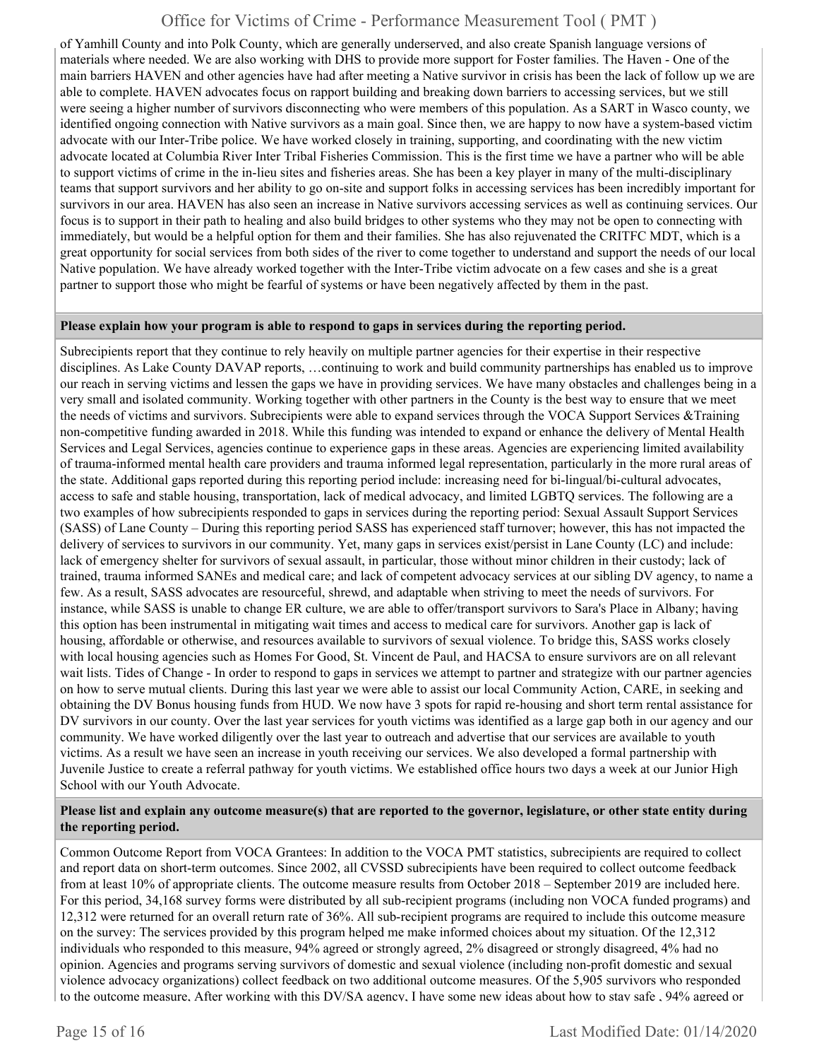of Yamhill County and into Polk County, which are generally underserved, and also create Spanish language versions of materials where needed. We are also working with DHS to provide more support for Foster families. The Haven - One of the main barriers HAVEN and other agencies have had after meeting a Native survivor in crisis has been the lack of follow up we are able to complete. HAVEN advocates focus on rapport building and breaking down barriers to accessing services, but we still were seeing a higher number of survivors disconnecting who were members of this population. As a SART in Wasco county, we identified ongoing connection with Native survivors as a main goal. Since then, we are happy to now have a system-based victim advocate with our Inter-Tribe police. We have worked closely in training, supporting, and coordinating with the new victim advocate located at Columbia River Inter Tribal Fisheries Commission. This is the first time we have a partner who will be able to support victims of crime in the in-lieu sites and fisheries areas. She has been a key player in many of the multi-disciplinary teams that support survivors and her ability to go on-site and support folks in accessing services has been incredibly important for survivors in our area. HAVEN has also seen an increase in Native survivors accessing services as well as continuing services. Our focus is to support in their path to healing and also build bridges to other systems who they may not be open to connecting with immediately, but would be a helpful option for them and their families. She has also rejuvenated the CRITFC MDT, which is a great opportunity for social services from both sides of the river to come together to understand and support the needs of our local Native population. We have already worked together with the Inter-Tribe victim advocate on a few cases and she is a great partner to support those who might be fearful of systems or have been negatively affected by them in the past.

**Please explain how your program is able to respond to gaps in services during the reporting period.**

Subrecipients report that they continue to rely heavily on multiple partner agencies for their expertise in their respective disciplines. As Lake County DAVAP reports, …continuing to work and build community partnerships has enabled us to improve our reach in serving victims and lessen the gaps we have in providing services. We have many obstacles and challenges being in a very small and isolated community. Working together with other partners in the County is the best way to ensure that we meet the needs of victims and survivors. Subrecipients were able to expand services through the VOCA Support Services &Training non-competitive funding awarded in 2018. While this funding was intended to expand or enhance the delivery of Mental Health Services and Legal Services, agencies continue to experience gaps in these areas. Agencies are experiencing limited availability of trauma-informed mental health care providers and trauma informed legal representation, particularly in the more rural areas of the state. Additional gaps reported during this reporting period include: increasing need for bi-lingual/bi-cultural advocates, access to safe and stable housing, transportation, lack of medical advocacy, and limited LGBTQ services. The following are a two examples of how subrecipients responded to gaps in services during the reporting period: Sexual Assault Support Services (SASS) of Lane County – During this reporting period SASS has experienced staff turnover; however, this has not impacted the delivery of services to survivors in our community. Yet, many gaps in services exist/persist in Lane County (LC) and include: lack of emergency shelter for survivors of sexual assault, in particular, those without minor children in their custody; lack of trained, trauma informed SANEs and medical care; and lack of competent advocacy services at our sibling DV agency, to name a few. As a result, SASS advocates are resourceful, shrewd, and adaptable when striving to meet the needs of survivors. For instance, while SASS is unable to change ER culture, we are able to offer/transport survivors to Sara's Place in Albany; having this option has been instrumental in mitigating wait times and access to medical care for survivors. Another gap is lack of housing, affordable or otherwise, and resources available to survivors of sexual violence. To bridge this, SASS works closely with local housing agencies such as Homes For Good, St. Vincent de Paul, and HACSA to ensure survivors are on all relevant wait lists. Tides of Change - In order to respond to gaps in services we attempt to partner and strategize with our partner agencies on how to serve mutual clients. During this last year we were able to assist our local Community Action, CARE, in seeking and obtaining the DV Bonus housing funds from HUD. We now have 3 spots for rapid re-housing and short term rental assistance for DV survivors in our county. Over the last year services for youth victims was identified as a large gap both in our agency and our community. We have worked diligently over the last year to outreach and advertise that our services are available to youth victims. As a result we have seen an increase in youth receiving our services. We also developed a formal partnership with Juvenile Justice to create a referral pathway for youth victims. We established office hours two days a week at our Junior High School with our Youth Advocate.

**Please list and explain any outcome measure(s) that are reported to the governor, legislature, or other state entity during the reporting period.**

Common Outcome Report from VOCA Grantees: In addition to the VOCA PMT statistics, subrecipients are required to collect and report data on short-term outcomes. Since 2002, all CVSSD subrecipients have been required to collect outcome feedback from at least 10% of appropriate clients. The outcome measure results from October 2018 – September 2019 are included here. For this period, 34,168 survey forms were distributed by all sub-recipient programs (including non VOCA funded programs) and 12,312 were returned for an overall return rate of 36%. All sub-recipient programs are required to include this outcome measure on the survey: The services provided by this program helped me make informed choices about my situation. Of the 12,312 individuals who responded to this measure, 94% agreed or strongly agreed, 2% disagreed or strongly disagreed, 4% had no opinion. Agencies and programs serving survivors of domestic and sexual violence (including non-profit domestic and sexual violence advocacy organizations) collect feedback on two additional outcome measures. Of the 5,905 survivors who responded to the outcome measure, After working with this DV/SA agency, I have some new ideas about how to stay safe , 94% agreed or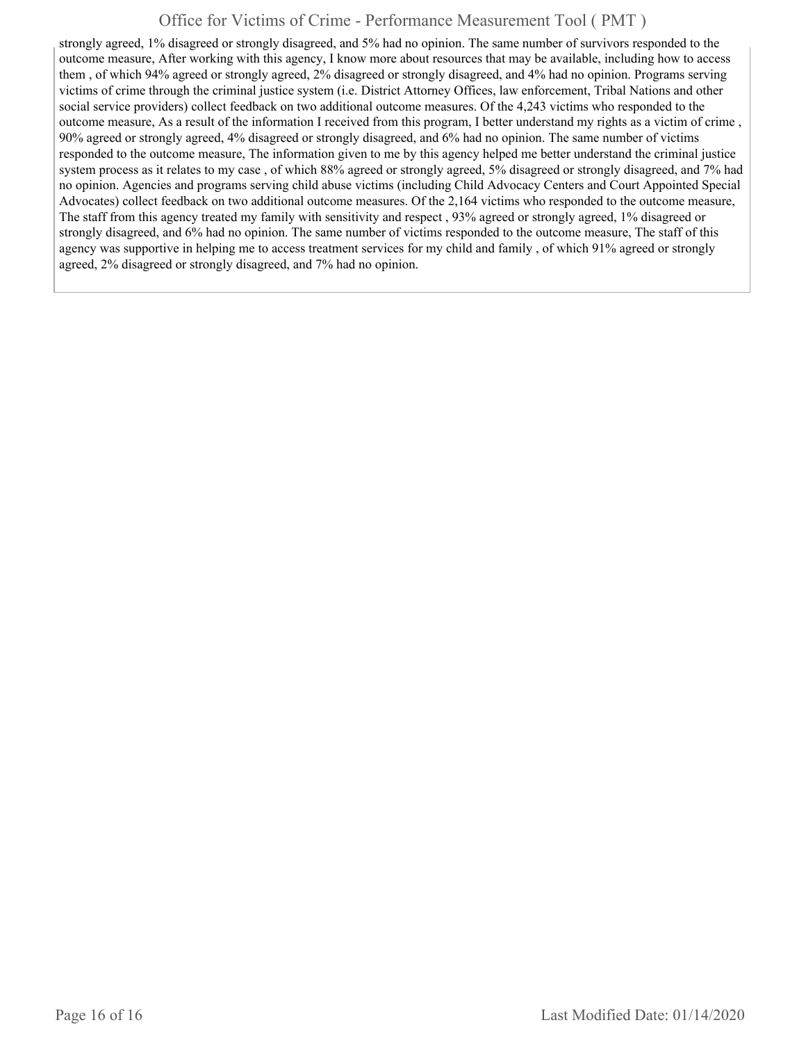strongly agreed, 1% disagreed or strongly disagreed, and 5% had no opinion. The same number of survivors responded to the outcome measure, After working with this agency, I know more about resources that may be available, including how to access them , of which 94% agreed or strongly agreed, 2% disagreed or strongly disagreed, and 4% had no opinion. Programs serving victims of crime through the criminal justice system (i.e. District Attorney Offices, law enforcement, Tribal Nations and other social service providers) collect feedback on two additional outcome measures. Of the 4,243 victims who responded to the outcome measure, As a result of the information I received from this program, I better understand my rights as a victim of crime , 90% agreed or strongly agreed, 4% disagreed or strongly disagreed, and 6% had no opinion. The same number of victims responded to the outcome measure, The information given to me by this agency helped me better understand the criminal justice system process as it relates to my case , of which 88% agreed or strongly agreed, 5% disagreed or strongly disagreed, and 7% had no opinion. Agencies and programs serving child abuse victims (including Child Advocacy Centers and Court Appointed Special Advocates) collect feedback on two additional outcome measures. Of the 2,164 victims who responded to the outcome measure, The staff from this agency treated my family with sensitivity and respect , 93% agreed or strongly agreed, 1% disagreed or strongly disagreed, and 6% had no opinion. The same number of victims responded to the outcome measure, The staff of this agency was supportive in helping me to access treatment services for my child and family , of which 91% agreed or strongly agreed, 2% disagreed or strongly disagreed, and 7% had no opinion.